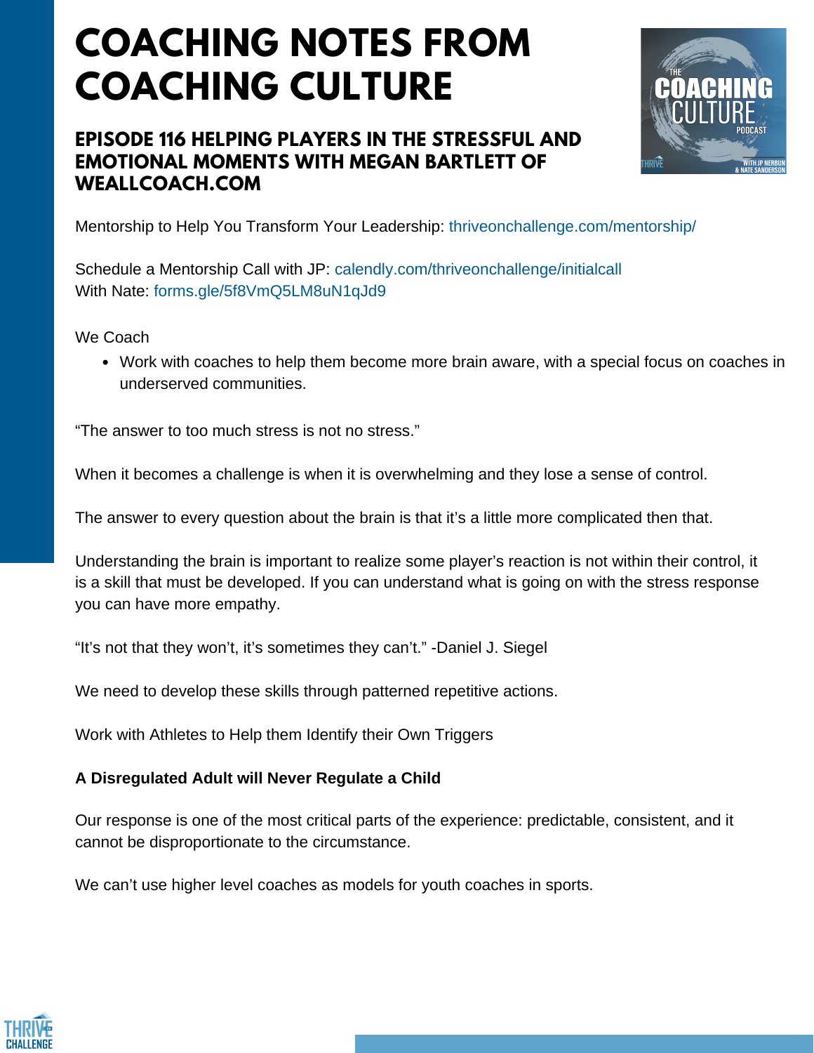# COACHING NOTES FROM COACHING CULTURE

## EPISODE 116 HELPING PLAYERS IN THE STRESSFUL AND EMOTIONAL MOMENTS WITH MEGAN BARTLETT OF WEALLCOACH.COM

Mentorship to Help You Transform Your Leadership: thriveonchallenge.com/mentorship/

Schedule a Mentorship Call with JP: calendly.com/thriveonchallenge/initialcall
With Nate: forms.gle/5f8VmQ5LM8uN1qJd9

We Coach

- Work with coaches to help them become more brain aware, with a special focus on coaches in underserved communities.

"The answer to too much stress is not no stress."

When it becomes a challenge is when it is overwhelming and they lose a sense of control.

The answer to every question about the brain is that it's a little more complicated then that.

Understanding the brain is important to realize some player's reaction is not within their control, it is a skill that must be developed. If you can understand what is going on with the stress response you can have more empathy.

"It's not that they won't, it's sometimes they can't." -Daniel J. Siegel

We need to develop these skills through patterned repetitive actions.

Work with Athletes to Help them Identify their Own Triggers

**A Disregulated Adult will Never Regulate a Child**

Our response is one of the most critical parts of the experience: predictable, consistent, and it cannot be disproportionate to the circumstance.

We can't use higher level coaches as models for youth coaches in sports.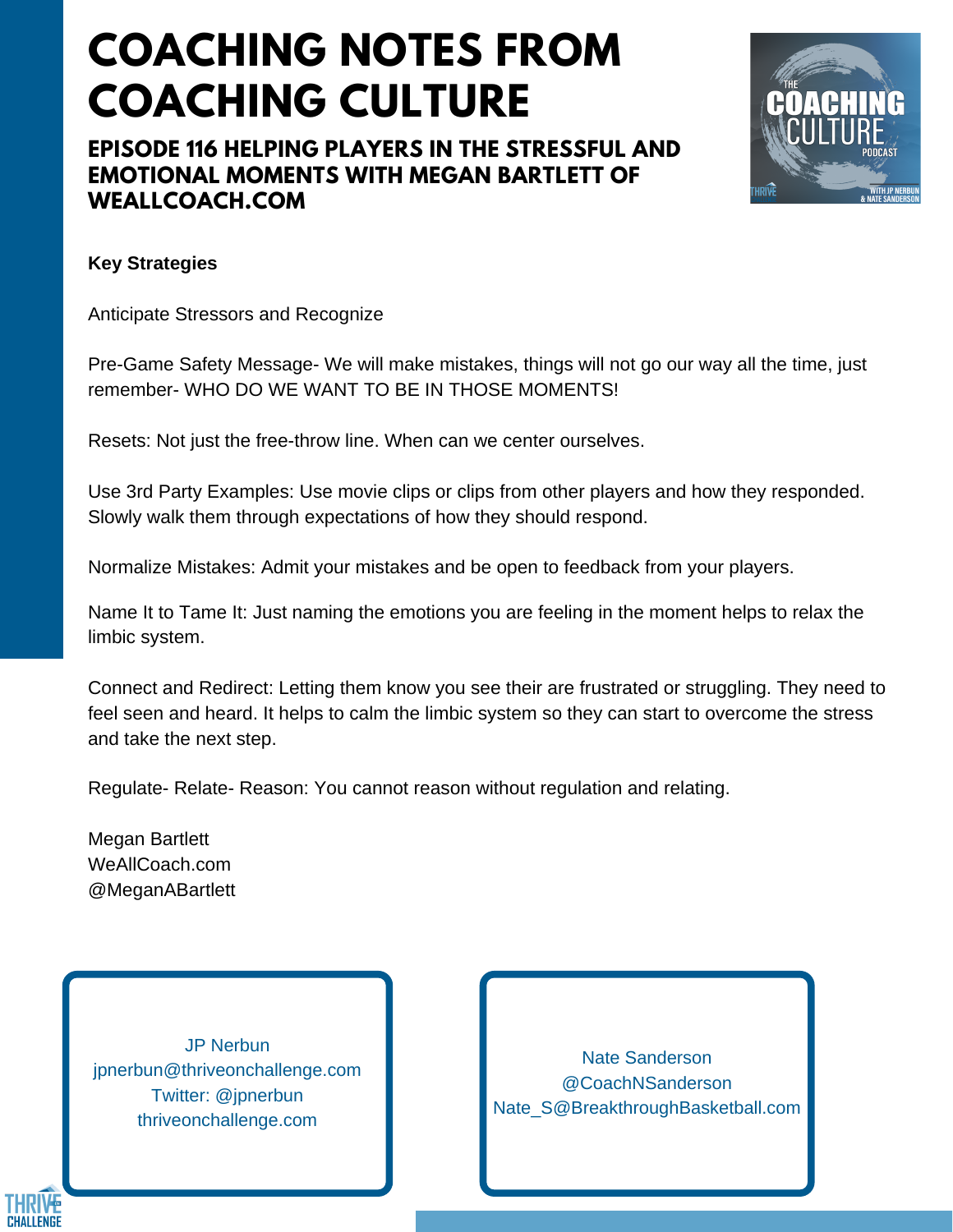# COACHING NOTES FROM COACHING CULTURE

## EPISODE 116 HELPING PLAYERS IN THE STRESSFUL AND EMOTIONAL MOMENTS WITH MEGAN BARTLETT OF WEALLCOACH.COM

**Key Strategies**

Anticipate Stressors and Recognize

Pre-Game Safety Message- We will make mistakes, things will not go our way all the time, just remember- WHO DO WE WANT TO BE IN THOSE MOMENTS!

Resets: Not just the free-throw line. When can we center ourselves.

Use 3rd Party Examples: Use movie clips or clips from other players and how they responded. Slowly walk them through expectations of how they should respond.

Normalize Mistakes: Admit your mistakes and be open to feedback from your players.

Name It to Tame It: Just naming the emotions you are feeling in the moment helps to relax the limbic system.

Connect and Redirect: Letting them know you see their are frustrated or struggling. They need to feel seen and heard. It helps to calm the limbic system so they can start to overcome the stress and take the next step.

Regulate- Relate- Reason: You cannot reason without regulation and relating.

Megan Bartlett
WeAllCoach.com
@MeganABartlett

JP Nerbun
jpnerbun@thriveonchallenge.com
Twitter: @jpnerbun
thriveonchallenge.com

Nate Sanderson
@CoachNSanderson
Nate_S@BreakthroughBasketball.com